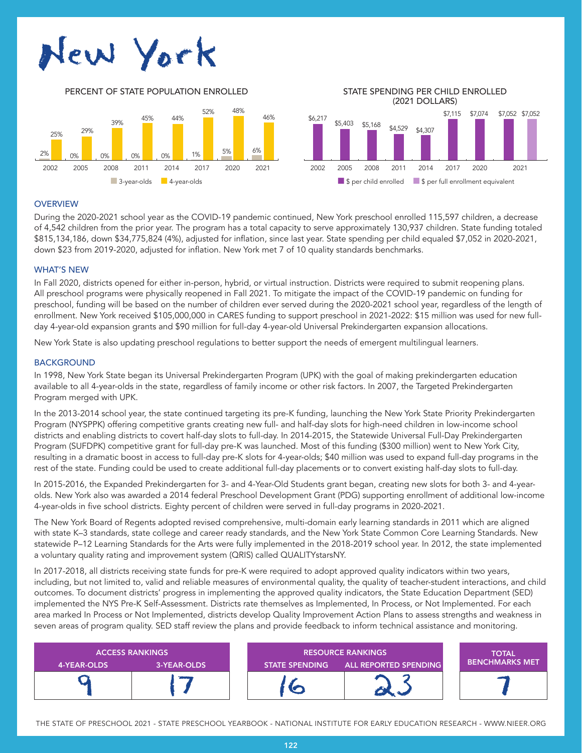# New York

## PERCENT OF STATE POPULATION ENROLLED

| Year | 3-year-olds | 4-year-olds |
|---|---|---|
| 2002 | 2% | 25% |
| 2005 | 0% | 29% |
| 2008 | 0% | 39% |
| 2011 | 0% | 45% |
| 2014 | 0% | 44% |
| 2017 | 1% | 52% |
| 2020 | 5% | 48% |
| 2021 | 6% | 46% |

## STATE SPENDING PER CHILD ENROLLED (2021 DOLLARS)

| Year | $ per child enrolled | $ per full enrollment equivalent |
|---|---|---|
| 2002 | $6,217 | |
| 2005 | $5,403 | |
| 2008 | $5,168 | |
| 2011 | $4,529 | |
| 2014 | $4,307 | |
| 2017 | $7,115 | |
| 2020 | $7,074 | |
| 2021 | $7,052 | $7,052 |

## OVERVIEW

During the 2020-2021 school year as the COVID-19 pandemic continued, New York preschool enrolled 115,597 children, a decrease of 4,542 children from the prior year. The program has a total capacity to serve approximately 130,937 children. State funding totaled $815,134,186, down $34,775,824 (4%), adjusted for inflation, since last year. State spending per child equaled $7,052 in 2020-2021, down $23 from 2019-2020, adjusted for inflation. New York met 7 of 10 quality standards benchmarks.

## WHAT'S NEW

In Fall 2020, districts opened for either in-person, hybrid, or virtual instruction. Districts were required to submit reopening plans. All preschool programs were physically reopened in Fall 2021. To mitigate the impact of the COVID-19 pandemic on funding for preschool, funding will be based on the number of children ever served during the 2020-2021 school year, regardless of the length of enrollment. New York received $105,000,000 in CARES funding to support preschool in 2021-2022: $15 million was used for new full-day 4-year-old expansion grants and $90 million for full-day 4-year-old Universal Prekindergarten expansion allocations.

New York State is also updating preschool regulations to better support the needs of emergent multilingual learners.

## BACKGROUND

In 1998, New York State began its Universal Prekindergarten Program (UPK) with the goal of making prekindergarten education available to all 4-year-olds in the state, regardless of family income or other risk factors. In 2007, the Targeted Prekindergarten Program merged with UPK.

In the 2013-2014 school year, the state continued targeting its pre-K funding, launching the New York State Priority Prekindergarten Program (NYSPPK) offering competitive grants creating new full- and half-day slots for high-need children in low-income school districts and enabling districts to covert half-day slots to full-day. In 2014-2015, the Statewide Universal Full-Day Prekindergarten Program (SUFDPK) competitive grant for full-day pre-K was launched. Most of this funding ($300 million) went to New York City, resulting in a dramatic boost in access to full-day pre-K slots for 4-year-olds; $40 million was used to expand full-day programs in the rest of the state. Funding could be used to create additional full-day placements or to convert existing half-day slots to full-day.

In 2015-2016, the Expanded Prekindergarten for 3- and 4-Year-Old Students grant began, creating new slots for both 3- and 4-year-olds. New York also was awarded a 2014 federal Preschool Development Grant (PDG) supporting enrollment of additional low-income 4-year-olds in five school districts. Eighty percent of children were served in full-day programs in 2020-2021.

The New York Board of Regents adopted revised comprehensive, multi-domain early learning standards in 2011 which are aligned with state K–3 standards, state college and career ready standards, and the New York State Common Core Learning Standards. New statewide P–12 Learning Standards for the Arts were fully implemented in the 2018-2019 school year. In 2012, the state implemented a voluntary quality rating and improvement system (QRIS) called QUALITYstarsNY.

In 2017-2018, all districts receiving state funds for pre-K were required to adopt approved quality indicators within two years, including, but not limited to, valid and reliable measures of environmental quality, the quality of teacher-student interactions, and child outcomes. To document districts' progress in implementing the approved quality indicators, the State Education Department (SED) implemented the NYS Pre-K Self-Assessment. Districts rate themselves as Implemented, In Process, or Not Implemented. For each area marked In Process or Not Implemented, districts develop Quality Improvement Action Plans to assess strengths and weakness in seven areas of program quality. SED staff review the plans and provide feedback to inform technical assistance and monitoring.

| ACCESS RANKINGS | | RESOURCE RANKINGS | | TOTAL BENCHMARKS MET |
|---|---|---|---|---|
| 4-YEAR-OLDS | 3-YEAR-OLDS | STATE SPENDING | ALL REPORTED SPENDING | |
| 9 | 17 | 16 | 23 | 7 |

THE STATE OF PRESCHOOL 2021 - STATE PRESCHOOL YEARBOOK - NATIONAL INSTITUTE FOR EARLY EDUCATION RESEARCH - WWW.NIEER.ORG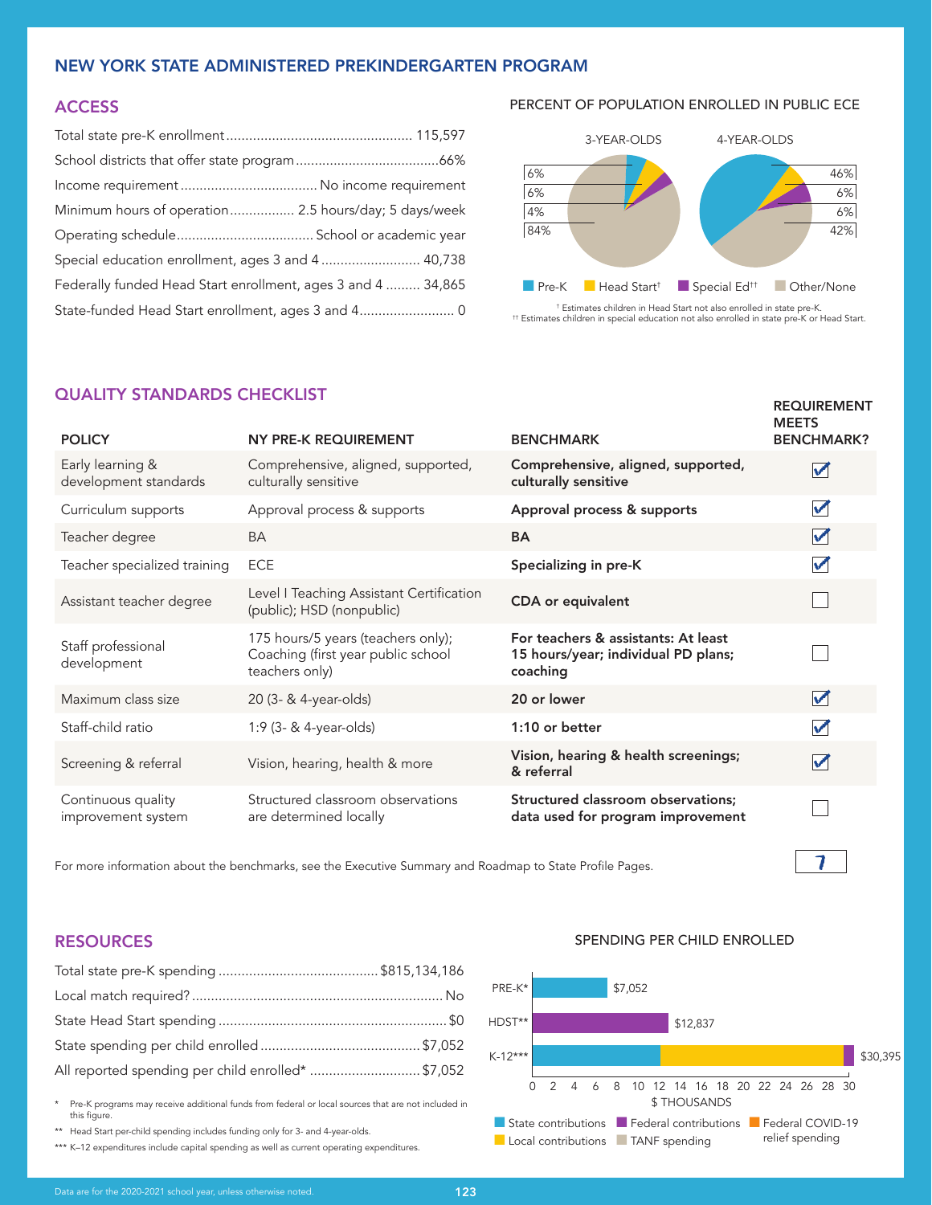# NEW YORK STATE ADMINISTERED PREKINDERGARTEN PROGRAM

## ACCESS

| | |
|---|---|
| Total state pre-K enrollment | 115,597 |
| School districts that offer state program | 66% |
| Income requirement | No income requirement |
| Minimum hours of operation | 2.5 hours/day; 5 days/week |
| Operating schedule | School or academic year |
| Special education enrollment, ages 3 and 4 | 40,738 |
| Federally funded Head Start enrollment, ages 3 and 4 | 34,865 |
| State-funded Head Start enrollment, ages 3 and 4 | 0 |

PERCENT OF POPULATION ENROLLED IN PUBLIC ECE

3-YEAR-OLDS

6%
6%
4%
84%

4-YEAR-OLDS

46%
6%
6%
42%

Pre-K    Head Start†    Special Ed††    Other/None

† Estimates children in Head Start not also enrolled in state pre-K.
†† Estimates children in special education not also enrolled in state pre-K or Head Start.

## QUALITY STANDARDS CHECKLIST

| POLICY | NY PRE-K REQUIREMENT | BENCHMARK | REQUIREMENT MEETS BENCHMARK? |
|---|---|---|---|
| Early learning & development standards | Comprehensive, aligned, supported, culturally sensitive | **Comprehensive, aligned, supported, culturally sensitive** | ☑ |
| Curriculum supports | Approval process & supports | **Approval process & supports** | ☑ |
| Teacher degree | BA | **BA** | ☑ |
| Teacher specialized training | ECE | **Specializing in pre-K** | ☑ |
| Assistant teacher degree | Level I Teaching Assistant Certification (public); HSD (nonpublic) | **CDA or equivalent** | ☐ |
| Staff professional development | 175 hours/5 years (teachers only); Coaching (first year public school teachers only) | **For teachers & assistants: At least 15 hours/year; individual PD plans; coaching** | ☐ |
| Maximum class size | 20 (3- & 4-year-olds) | **20 or lower** | ☑ |
| Staff-child ratio | 1:9 (3- & 4-year-olds) | **1:10 or better** | ☑ |
| Screening & referral | Vision, hearing, health & more | **Vision, hearing & health screenings; & referral** | ☑ |
| Continuous quality improvement system | Structured classroom observations are determined locally | **Structured classroom observations; data used for program improvement** | ☐ |

For more information about the benchmarks, see the Executive Summary and Roadmap to State Profile Pages.

7

## RESOURCES

| | |
|---|---|
| Total state pre-K spending | $815,134,186 |
| Local match required? | No |
| State Head Start spending | $0 |
| State spending per child enrolled | $7,052 |
| All reported spending per child enrolled* | $7,052 |

\* Pre-K programs may receive additional funds from federal or local sources that are not included in this figure.

\*\* Head Start per-child spending includes funding only for 3- and 4-year-olds.

\*\*\* K–12 expenditures include capital spending as well as current operating expenditures.

SPENDING PER CHILD ENROLLED

PRE-K* $7,052
HDST** $12,837
K-12*** $30,395

0 2 4 6 8 10 12 14 16 18 20 22 24 26 28 30
$ THOUSANDS

State contributions    Federal contributions    Federal COVID-19 relief spending
Local contributions    TANF spending

Data are for the 2020-2021 school year, unless otherwise noted.